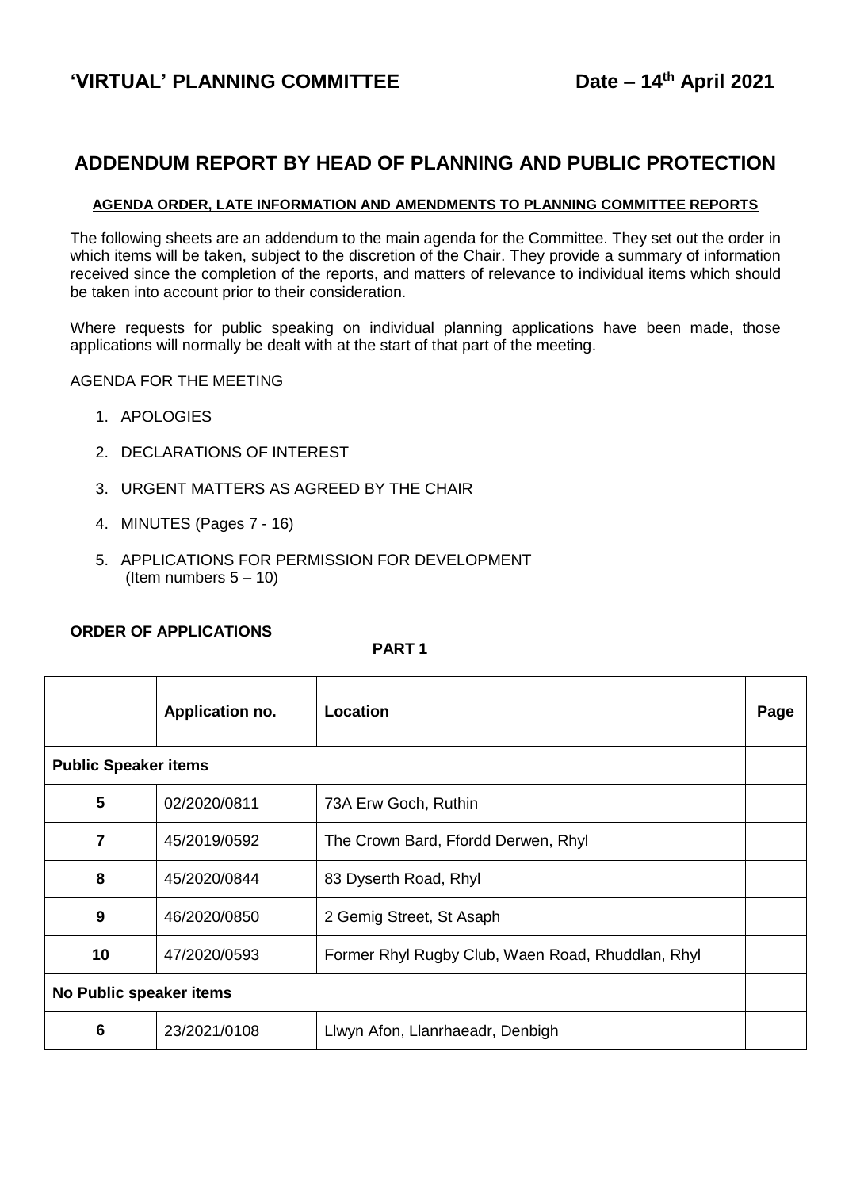# 'VIRTUAL' PLANNING COMMITTEE Date – 14th April 2021

## ADDENDUM REPORT BY HEAD OF PLANNING AND PUBLIC PROTECTION

**AGENDA ORDER, LATE INFORMATION AND AMENDMENTS TO PLANNING COMMITTEE REPORTS**

The following sheets are an addendum to the main agenda for the Committee. They set out the order in which items will be taken, subject to the discretion of the Chair. They provide a summary of information received since the completion of the reports, and matters of relevance to individual items which should be taken into account prior to their consideration.

Where requests for public speaking on individual planning applications have been made, those applications will normally be dealt with at the start of that part of the meeting.

AGENDA FOR THE MEETING

1. APOLOGIES
2. DECLARATIONS OF INTEREST
3. URGENT MATTERS AS AGREED BY THE CHAIR
4. MINUTES (Pages 7 - 16)
5. APPLICATIONS FOR PERMISSION FOR DEVELOPMENT (Item numbers 5 – 10)

**ORDER OF APPLICATIONS**

**PART 1**

| | Application no. | Location | Page |
|---|---|---|---|
| **Public Speaker items** | | | |
| **5** | 02/2020/0811 | 73A Erw Goch, Ruthin | |
| **7** | 45/2019/0592 | The Crown Bard, Ffordd Derwen, Rhyl | |
| **8** | 45/2020/0844 | 83 Dyserth Road, Rhyl | |
| **9** | 46/2020/0850 | 2 Gemig Street, St Asaph | |
| **10** | 47/2020/0593 | Former Rhyl Rugby Club, Waen Road, Rhuddlan, Rhyl | |
| **No Public speaker items** | | | |
| **6** | 23/2021/0108 | Llwyn Afon, Llanrhaeadr, Denbigh | |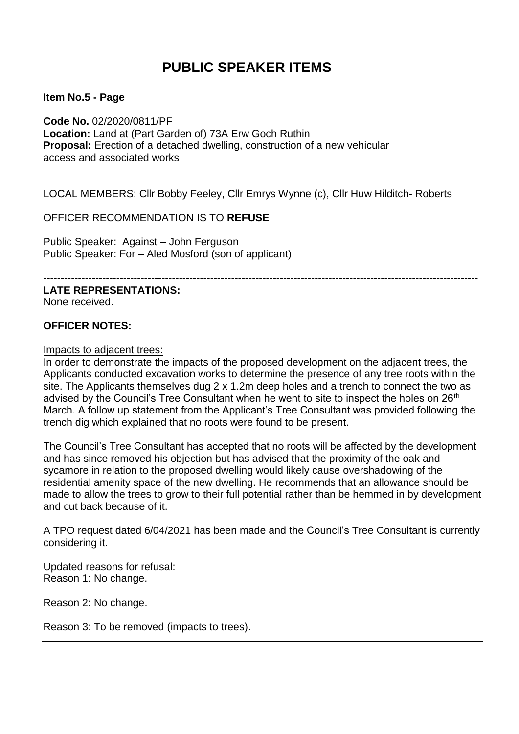# PUBLIC SPEAKER ITEMS

**Item No.5 - Page**

**Code No.** 02/2020/0811/PF
**Location:** Land at (Part Garden of) 73A Erw Goch Ruthin
**Proposal:** Erection of a detached dwelling, construction of a new vehicular access and associated works

LOCAL MEMBERS: Cllr Bobby Feeley, Cllr Emrys Wynne (c), Cllr Huw Hilditch- Roberts

OFFICER RECOMMENDATION IS TO **REFUSE**

Public Speaker: Against – John Ferguson
Public Speaker: For – Aled Mosford (son of applicant)

---

**LATE REPRESENTATIONS:**
None received.

**OFFICER NOTES:**

Impacts to adjacent trees:
In order to demonstrate the impacts of the proposed development on the adjacent trees, the Applicants conducted excavation works to determine the presence of any tree roots within the site. The Applicants themselves dug 2 x 1.2m deep holes and a trench to connect the two as advised by the Council's Tree Consultant when he went to site to inspect the holes on 26th March. A follow up statement from the Applicant's Tree Consultant was provided following the trench dig which explained that no roots were found to be present.

The Council's Tree Consultant has accepted that no roots will be affected by the development and has since removed his objection but has advised that the proximity of the oak and sycamore in relation to the proposed dwelling would likely cause overshadowing of the residential amenity space of the new dwelling. He recommends that an allowance should be made to allow the trees to grow to their full potential rather than be hemmed in by development and cut back because of it.

A TPO request dated 6/04/2021 has been made and the Council's Tree Consultant is currently considering it.

Updated reasons for refusal:
Reason 1: No change.

Reason 2: No change.

Reason 3: To be removed (impacts to trees).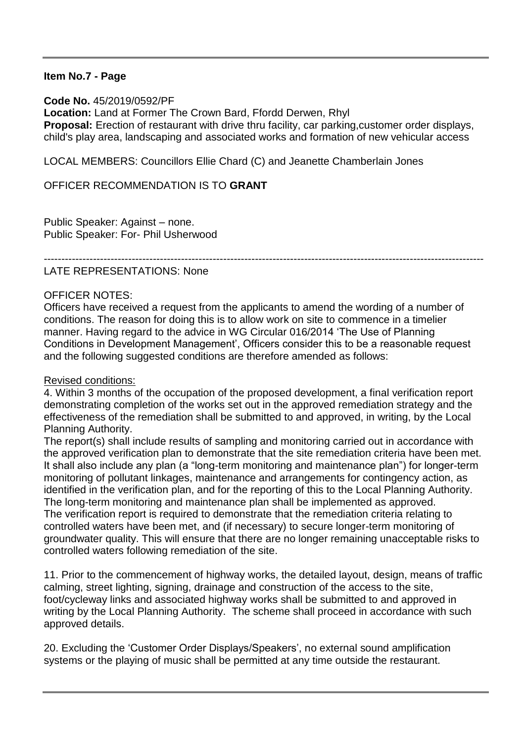**Item No.7 - Page**

**Code No.** 45/2019/0592/PF
**Location:** Land at Former The Crown Bard, Ffordd Derwen, Rhyl
**Proposal:** Erection of restaurant with drive thru facility, car parking,customer order displays, child's play area, landscaping and associated works and formation of new vehicular access

LOCAL MEMBERS: Councillors Ellie Chard (C) and Jeanette Chamberlain Jones

OFFICER RECOMMENDATION IS TO **GRANT**

Public Speaker: Against – none.
Public Speaker: For- Phil Usherwood

---

LATE REPRESENTATIONS: None

OFFICER NOTES:
Officers have received a request from the applicants to amend the wording of a number of conditions. The reason for doing this is to allow work on site to commence in a timelier manner. Having regard to the advice in WG Circular 016/2014 'The Use of Planning Conditions in Development Management', Officers consider this to be a reasonable request and the following suggested conditions are therefore amended as follows:

Revised conditions:

4. Within 3 months of the occupation of the proposed development, a final verification report demonstrating completion of the works set out in the approved remediation strategy and the effectiveness of the remediation shall be submitted to and approved, in writing, by the Local Planning Authority.
The report(s) shall include results of sampling and monitoring carried out in accordance with the approved verification plan to demonstrate that the site remediation criteria have been met. It shall also include any plan (a "long-term monitoring and maintenance plan") for longer-term monitoring of pollutant linkages, maintenance and arrangements for contingency action, as identified in the verification plan, and for the reporting of this to the Local Planning Authority. The long-term monitoring and maintenance plan shall be implemented as approved.
The verification report is required to demonstrate that the remediation criteria relating to controlled waters have been met, and (if necessary) to secure longer-term monitoring of groundwater quality. This will ensure that there are no longer remaining unacceptable risks to controlled waters following remediation of the site.

11. Prior to the commencement of highway works, the detailed layout, design, means of traffic calming, street lighting, signing, drainage and construction of the access to the site, foot/cycleway links and associated highway works shall be submitted to and approved in writing by the Local Planning Authority. The scheme shall proceed in accordance with such approved details.

20. Excluding the 'Customer Order Displays/Speakers', no external sound amplification systems or the playing of music shall be permitted at any time outside the restaurant.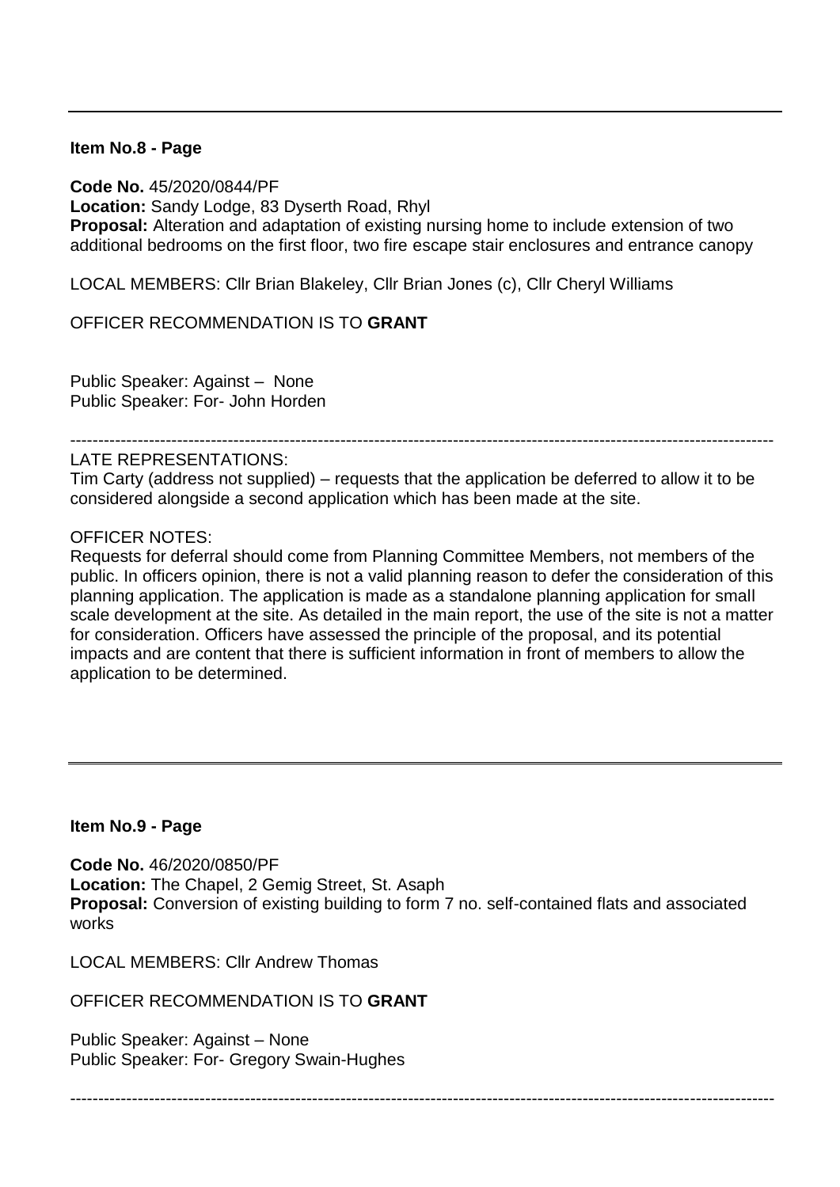---

**Item No.8 - Page**

**Code No.** 45/2020/0844/PF
**Location:** Sandy Lodge, 83 Dyserth Road, Rhyl
**Proposal:** Alteration and adaptation of existing nursing home to include extension of two additional bedrooms on the first floor, two fire escape stair enclosures and entrance canopy

LOCAL MEMBERS: Cllr Brian Blakeley, Cllr Brian Jones (c), Cllr Cheryl Williams

OFFICER RECOMMENDATION IS TO **GRANT**

Public Speaker: Against – None
Public Speaker: For- John Horden

---

LATE REPRESENTATIONS:
Tim Carty (address not supplied) – requests that the application be deferred to allow it to be considered alongside a second application which has been made at the site.

OFFICER NOTES:
Requests for deferral should come from Planning Committee Members, not members of the public. In officers opinion, there is not a valid planning reason to defer the consideration of this planning application. The application is made as a standalone planning application for small scale development at the site. As detailed in the main report, the use of the site is not a matter for consideration. Officers have assessed the principle of the proposal, and its potential impacts and are content that there is sufficient information in front of members to allow the application to be determined.

---

**Item No.9 - Page**

**Code No.** 46/2020/0850/PF
**Location:** The Chapel, 2 Gemig Street, St. Asaph
**Proposal:** Conversion of existing building to form 7 no. self-contained flats and associated works

LOCAL MEMBERS: Cllr Andrew Thomas

OFFICER RECOMMENDATION IS TO **GRANT**

Public Speaker: Against – None
Public Speaker: For- Gregory Swain-Hughes

---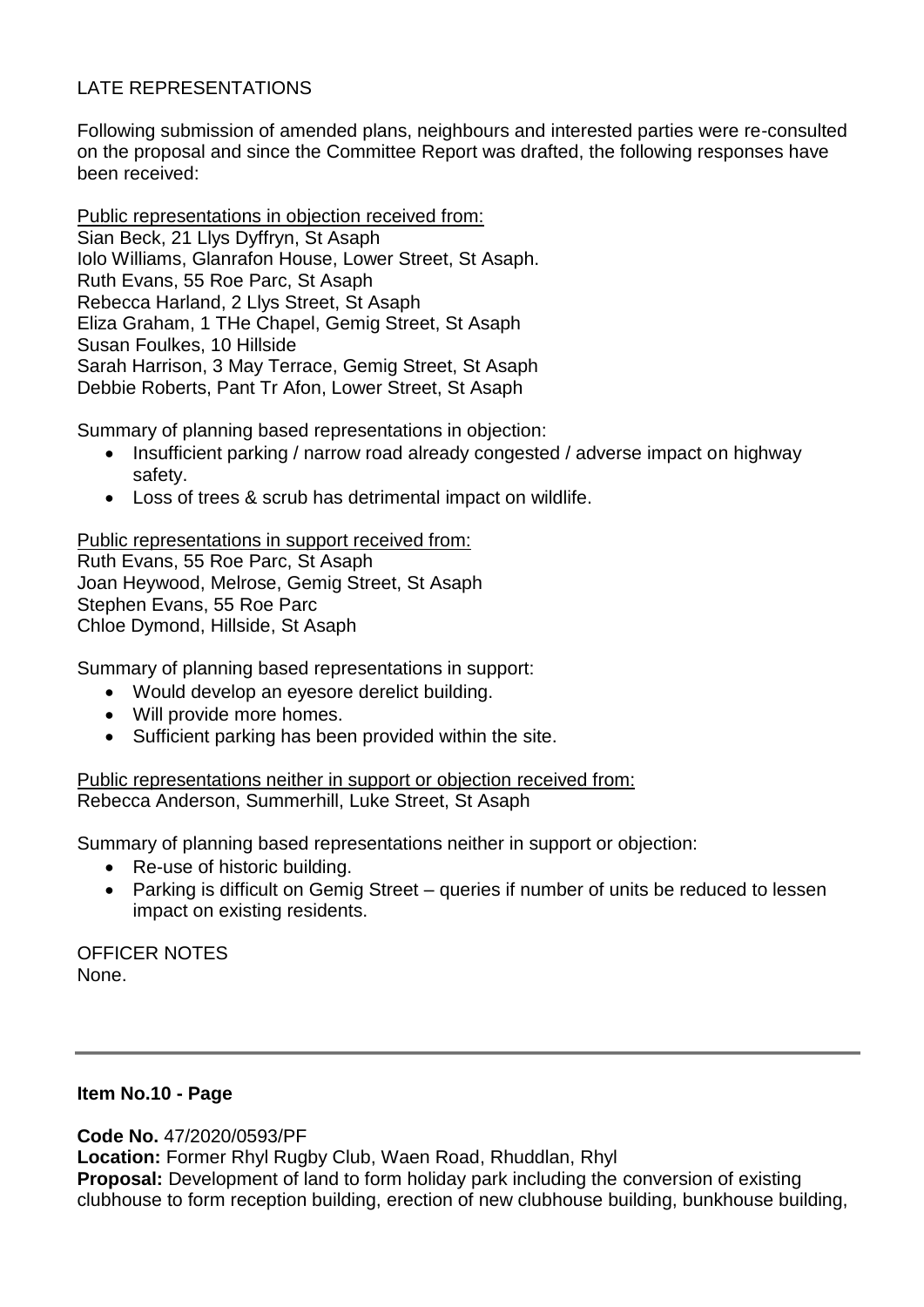LATE REPRESENTATIONS

Following submission of amended plans, neighbours and interested parties were re-consulted on the proposal and since the Committee Report was drafted, the following responses have been received:

Public representations in objection received from:
Sian Beck, 21 Llys Dyffryn, St Asaph
Iolo Williams, Glanrafon House, Lower Street, St Asaph.
Ruth Evans, 55 Roe Parc, St Asaph
Rebecca Harland, 2 Llys Street, St Asaph
Eliza Graham, 1 THe Chapel, Gemig Street, St Asaph
Susan Foulkes, 10 Hillside
Sarah Harrison, 3 May Terrace, Gemig Street, St Asaph
Debbie Roberts, Pant Tr Afon, Lower Street, St Asaph

Summary of planning based representations in objection:

- Insufficient parking / narrow road already congested / adverse impact on highway safety.
- Loss of trees & scrub has detrimental impact on wildlife.

Public representations in support received from:
Ruth Evans, 55 Roe Parc, St Asaph
Joan Heywood, Melrose, Gemig Street, St Asaph
Stephen Evans, 55 Roe Parc
Chloe Dymond, Hillside, St Asaph

Summary of planning based representations in support:

- Would develop an eyesore derelict building.
- Will provide more homes.
- Sufficient parking has been provided within the site.

Public representations neither in support or objection received from:
Rebecca Anderson, Summerhill, Luke Street, St Asaph

Summary of planning based representations neither in support or objection:

- Re-use of historic building.
- Parking is difficult on Gemig Street – queries if number of units be reduced to lessen impact on existing residents.

OFFICER NOTES
None.

---

**Item No.10 - Page**

**Code No.** 47/2020/0593/PF
**Location:** Former Rhyl Rugby Club, Waen Road, Rhuddlan, Rhyl
**Proposal:** Development of land to form holiday park including the conversion of existing clubhouse to form reception building, erection of new clubhouse building, bunkhouse building,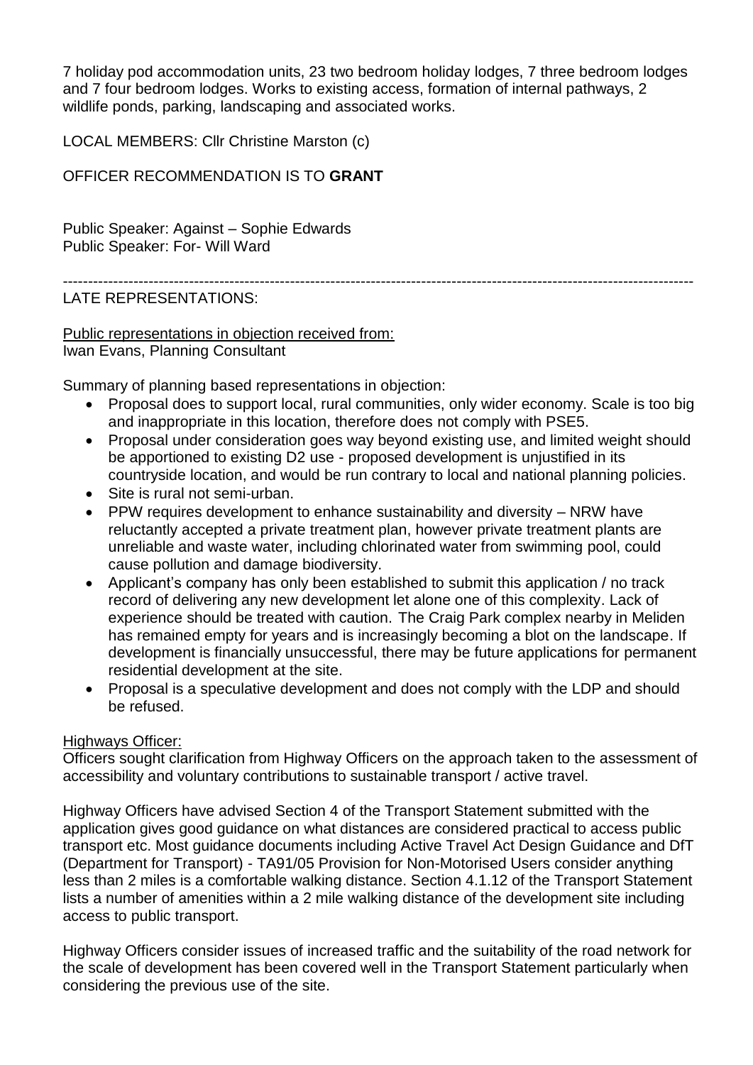7 holiday pod accommodation units, 23 two bedroom holiday lodges, 7 three bedroom lodges and 7 four bedroom lodges. Works to existing access, formation of internal pathways, 2 wildlife ponds, parking, landscaping and associated works.

LOCAL MEMBERS: Cllr Christine Marston (c)

OFFICER RECOMMENDATION IS TO **GRANT**

Public Speaker: Against – Sophie Edwards
Public Speaker: For- Will Ward

---

LATE REPRESENTATIONS:

Public representations in objection received from:
Iwan Evans, Planning Consultant

Summary of planning based representations in objection:

- Proposal does to support local, rural communities, only wider economy. Scale is too big and inappropriate in this location, therefore does not comply with PSE5.
- Proposal under consideration goes way beyond existing use, and limited weight should be apportioned to existing D2 use - proposed development is unjustified in its countryside location, and would be run contrary to local and national planning policies.
- Site is rural not semi-urban.
- PPW requires development to enhance sustainability and diversity – NRW have reluctantly accepted a private treatment plan, however private treatment plants are unreliable and waste water, including chlorinated water from swimming pool, could cause pollution and damage biodiversity.
- Applicant's company has only been established to submit this application / no track record of delivering any new development let alone one of this complexity. Lack of experience should be treated with caution. The Craig Park complex nearby in Meliden has remained empty for years and is increasingly becoming a blot on the landscape. If development is financially unsuccessful, there may be future applications for permanent residential development at the site.
- Proposal is a speculative development and does not comply with the LDP and should be refused.

Highways Officer:

Officers sought clarification from Highway Officers on the approach taken to the assessment of accessibility and voluntary contributions to sustainable transport / active travel.

Highway Officers have advised Section 4 of the Transport Statement submitted with the application gives good guidance on what distances are considered practical to access public transport etc. Most guidance documents including Active Travel Act Design Guidance and DfT (Department for Transport) - TA91/05 Provision for Non-Motorised Users consider anything less than 2 miles is a comfortable walking distance. Section 4.1.12 of the Transport Statement lists a number of amenities within a 2 mile walking distance of the development site including access to public transport.

Highway Officers consider issues of increased traffic and the suitability of the road network for the scale of development has been covered well in the Transport Statement particularly when considering the previous use of the site.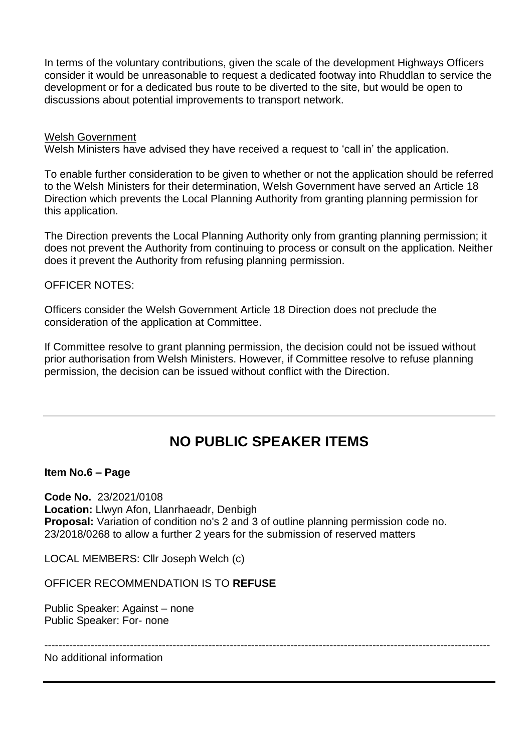In terms of the voluntary contributions, given the scale of the development Highways Officers consider it would be unreasonable to request a dedicated footway into Rhuddlan to service the development or for a dedicated bus route to be diverted to the site, but would be open to discussions about potential improvements to transport network.

Welsh Government

Welsh Ministers have advised they have received a request to 'call in' the application.

To enable further consideration to be given to whether or not the application should be referred to the Welsh Ministers for their determination, Welsh Government have served an Article 18 Direction which prevents the Local Planning Authority from granting planning permission for this application.

The Direction prevents the Local Planning Authority only from granting planning permission; it does not prevent the Authority from continuing to process or consult on the application. Neither does it prevent the Authority from refusing planning permission.

OFFICER NOTES:

Officers consider the Welsh Government Article 18 Direction does not preclude the consideration of the application at Committee.

If Committee resolve to grant planning permission, the decision could not be issued without prior authorisation from Welsh Ministers. However, if Committee resolve to refuse planning permission, the decision can be issued without conflict with the Direction.

---

## NO PUBLIC SPEAKER ITEMS

**Item No.6 – Page**

**Code No.** 23/2021/0108
**Location:** Llwyn Afon, Llanrhaeadr, Denbigh
**Proposal:** Variation of condition no's 2 and 3 of outline planning permission code no. 23/2018/0268 to allow a further 2 years for the submission of reserved matters

LOCAL MEMBERS: Cllr Joseph Welch (c)

OFFICER RECOMMENDATION IS TO **REFUSE**

Public Speaker: Against – none
Public Speaker: For- none

---

No additional information